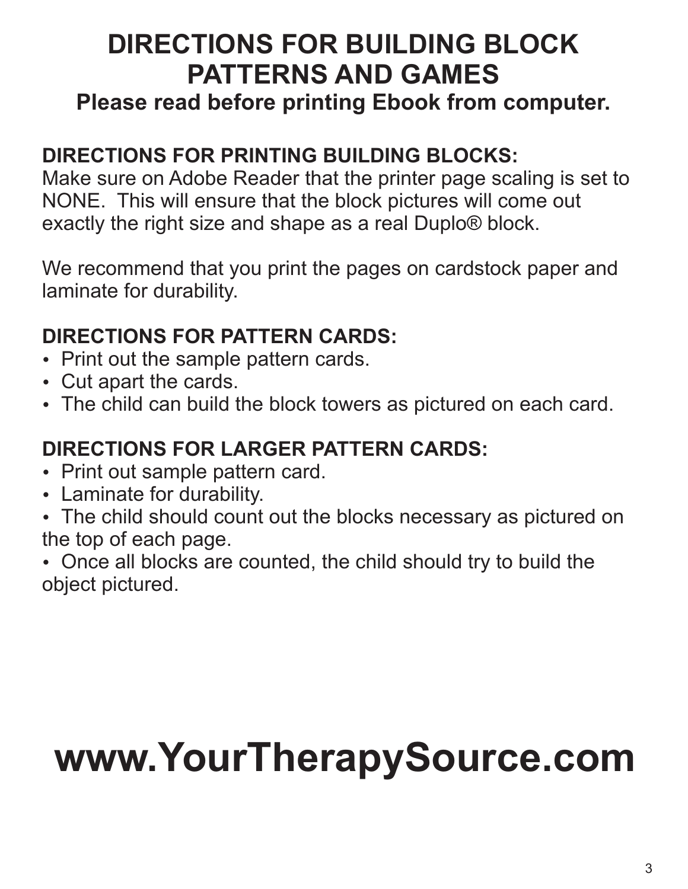# DIRECTIONS FOR BUILDING BLOCK PATTERNS AND GAMES

## Please read before printing Ebook from computer.

### DIRECTIONS FOR PRINTING BUILDING BLOCKS:

Make sure on Adobe Reader that the printer page scaling is set to NONE. This will ensure that the block pictures will come out exactly the right size and shape as a real Duplo® block.

We recommend that you print the pages on cardstock paper and laminate for durability.

### DIRECTIONS FOR PATTERN CARDS:

- Print out the sample pattern cards.
- Cut apart the cards.
- The child can build the block towers as pictured on each card.

### DIRECTIONS FOR LARGER PATTERN CARDS:

- Print out sample pattern card.
- Laminate for durability.
- The child should count out the blocks necessary as pictured on the top of each page.
- Once all blocks are counted, the child should try to build the object pictured.

# www.YourTherapySource.com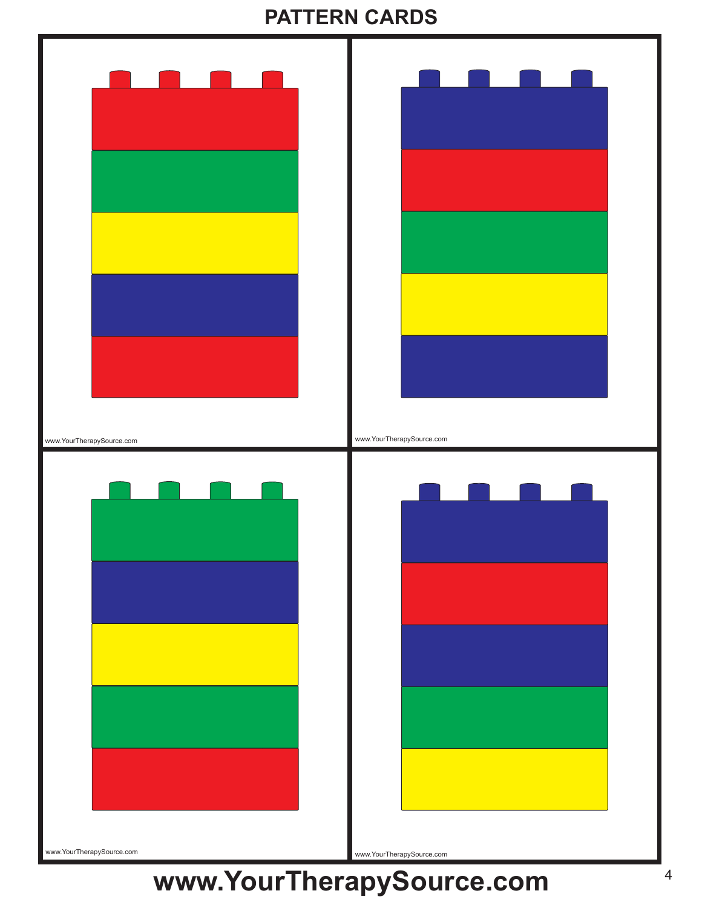# PATTERN CARDS

www.YourTherapySource.com

www.YourTherapySource.com

www.YourTherapySource.com

www.YourTherapySource.com

**www.YourTherapySource.com**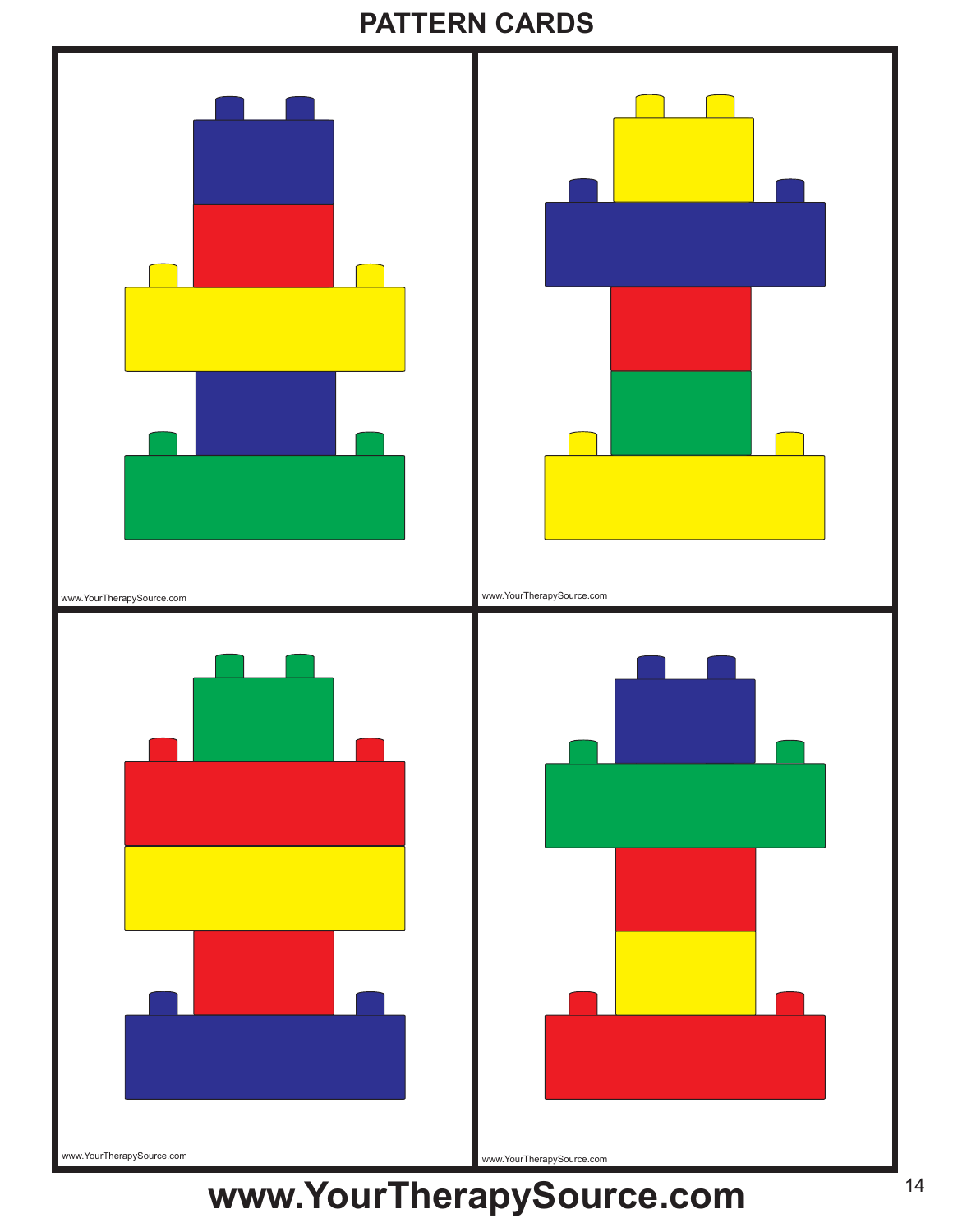# PATTERN CARDS

www.YourTherapySource.com

www.YourTherapySource.com

www.YourTherapySource.com

www.YourTherapySource.com

**www.YourTherapySource.com**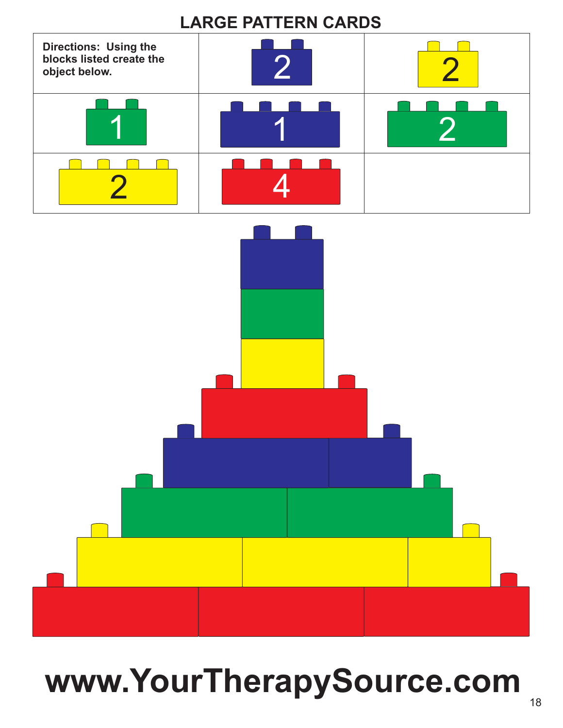# LARGE PATTERN CARDS

| Directions: Using the blocks listed create the object below. | 2 | 2 |
|---|---|---|
| 1 | 1 | 2 |
| 2 | 4 | |

www.YourTherapySource.com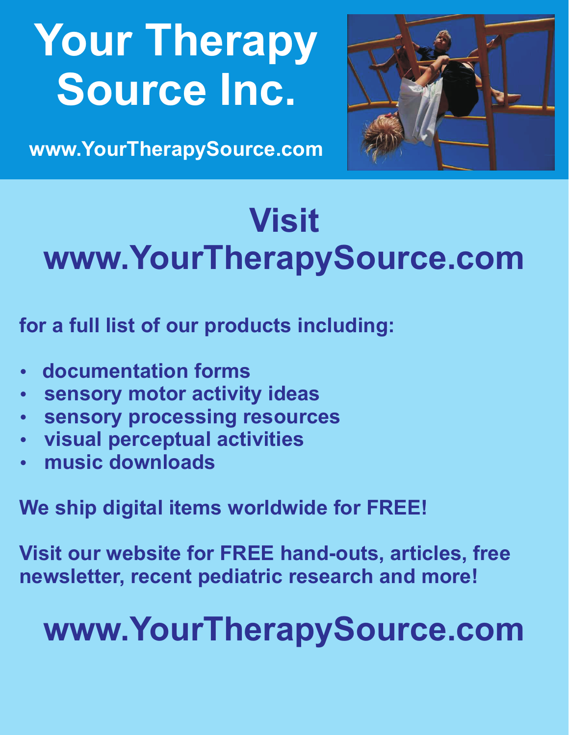# Your Therapy Source Inc.

www.YourTherapySource.com

## Visit www.YourTherapySource.com

**for a full list of our products including:**

- **documentation forms**
- **sensory motor activity ideas**
- **sensory processing resources**
- **visual perceptual activities**
- **music downloads**

**We ship digital items worldwide for FREE!**

**Visit our website for FREE hand-outs, articles, free newsletter, recent pediatric research and more!**

## www.YourTherapySource.com